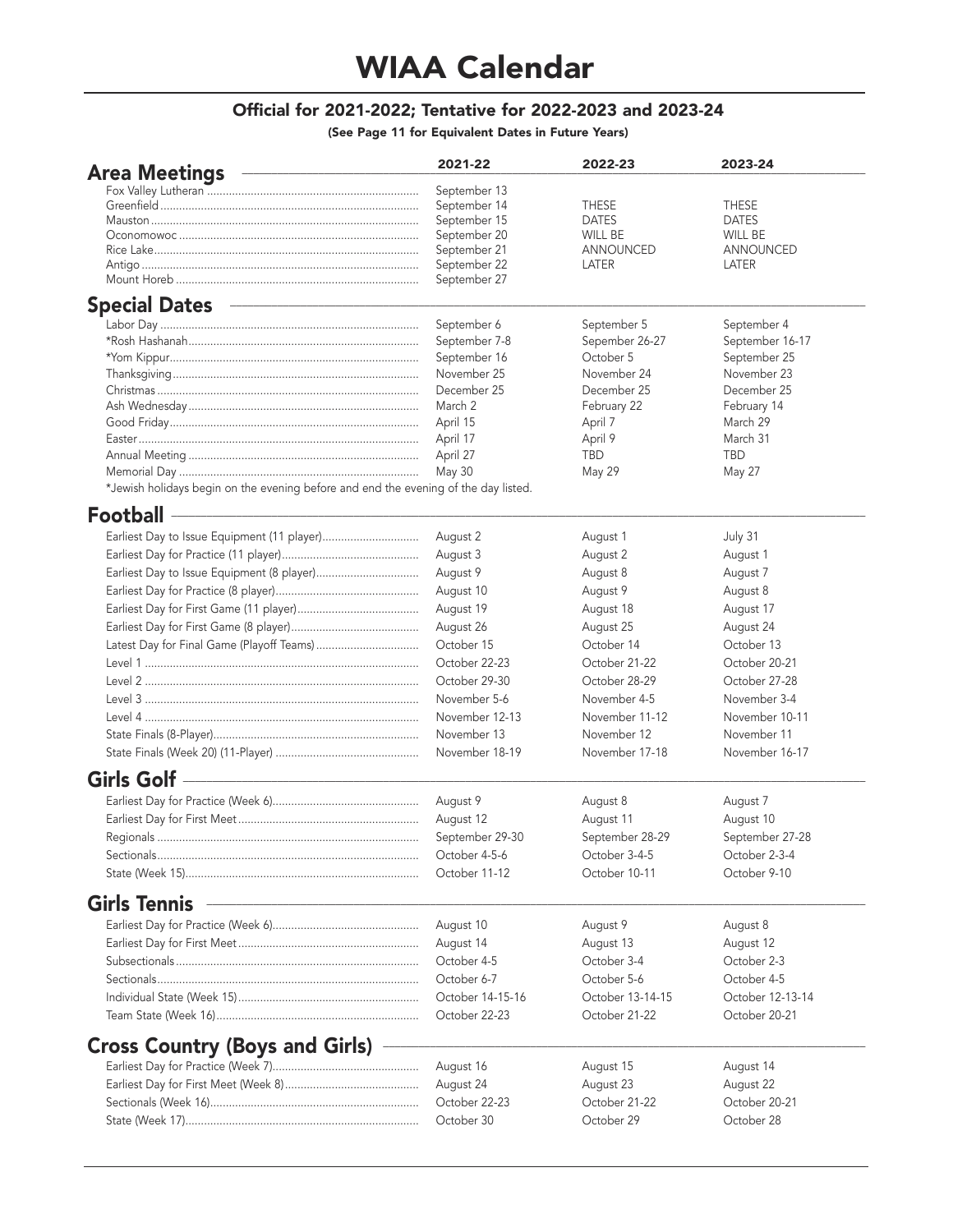# WIAA Calendar

### Official for 2021-2022; Tentative for 2022-2023 and 2023-24

**(See Page 11 for Equivalent Dates in Future Years)**

## Area Meetings

| | 2021-22 | 2022-23 | 2023-24 |
|---|---|---|---|
| Fox Valley Lutheran | September 13 | | |
| Greenfield | September 14 | THESE | THESE |
| Mauston | September 15 | DATES | DATES |
| Oconomowoc | September 20 | WILL BE | WILL BE |
| Rice Lake | September 21 | ANNOUNCED | ANNOUNCED |
| Antigo | September 22 | LATER | LATER |
| Mount Horeb | September 27 | | |

## Special Dates

| | 2021-22 | 2022-23 | 2023-24 |
|---|---|---|---|
| Labor Day | September 6 | September 5 | September 4 |
| *Rosh Hashanah | September 7-8 | Sepember 26-27 | September 16-17 |
| *Yom Kippur | September 16 | October 5 | September 25 |
| Thanksgiving | November 25 | November 24 | November 23 |
| Christmas | December 25 | December 25 | December 25 |
| Ash Wednesday | March 2 | February 22 | February 14 |
| Good Friday | April 15 | April 7 | March 29 |
| Easter | April 17 | April 9 | March 31 |
| Annual Meeting | April 27 | TBD | TBD |
| Memorial Day | May 30 | May 29 | May 27 |

*Jewish holidays begin on the evening before and end the evening of the day listed.

## Football

| | 2021-22 | 2022-23 | 2023-24 |
|---|---|---|---|
| Earliest Day to Issue Equipment (11 player) | August 2 | August 1 | July 31 |
| Earliest Day for Practice (11 player) | August 3 | August 2 | August 1 |
| Earliest Day to Issue Equipment (8 player) | August 9 | August 8 | August 7 |
| Earliest Day for Practice (8 player) | August 10 | August 9 | August 8 |
| Earliest Day for First Game (11 player) | August 19 | August 18 | August 17 |
| Earliest Day for First Game (8 player) | August 26 | August 25 | August 24 |
| Latest Day for Final Game (Playoff Teams) | October 15 | October 14 | October 13 |
| Level 1 | October 22-23 | October 21-22 | October 20-21 |
| Level 2 | October 29-30 | October 28-29 | October 27-28 |
| Level 3 | November 5-6 | November 4-5 | November 3-4 |
| Level 4 | November 12-13 | November 11-12 | November 10-11 |
| State Finals (8-Player) | November 13 | November 12 | November 11 |
| State Finals (Week 20) (11-Player) | November 18-19 | November 17-18 | November 16-17 |

## Girls Golf

| | 2021-22 | 2022-23 | 2023-24 |
|---|---|---|---|
| Earliest Day for Practice (Week 6) | August 9 | August 8 | August 7 |
| Earliest Day for First Meet | August 12 | August 11 | August 10 |
| Regionals | September 29-30 | September 28-29 | September 27-28 |
| Sectionals | October 4-5-6 | October 3-4-5 | October 2-3-4 |
| State (Week 15) | October 11-12 | October 10-11 | October 9-10 |

## Girls Tennis

| | 2021-22 | 2022-23 | 2023-24 |
|---|---|---|---|
| Earliest Day for Practice (Week 6) | August 10 | August 9 | August 8 |
| Earliest Day for First Meet | August 14 | August 13 | August 12 |
| Subsectionals | October 4-5 | October 3-4 | October 2-3 |
| Sectionals | October 6-7 | October 5-6 | October 4-5 |
| Individual State (Week 15) | October 14-15-16 | October 13-14-15 | October 12-13-14 |
| Team State (Week 16) | October 22-23 | October 21-22 | October 20-21 |

## Cross Country (Boys and Girls)

| | 2021-22 | 2022-23 | 2023-24 |
|---|---|---|---|
| Earliest Day for Practice (Week 7) | August 16 | August 15 | August 14 |
| Earliest Day for First Meet (Week 8) | August 24 | August 23 | August 22 |
| Sectionals (Week 16) | October 22-23 | October 21-22 | October 20-21 |
| State (Week 17) | October 30 | October 29 | October 28 |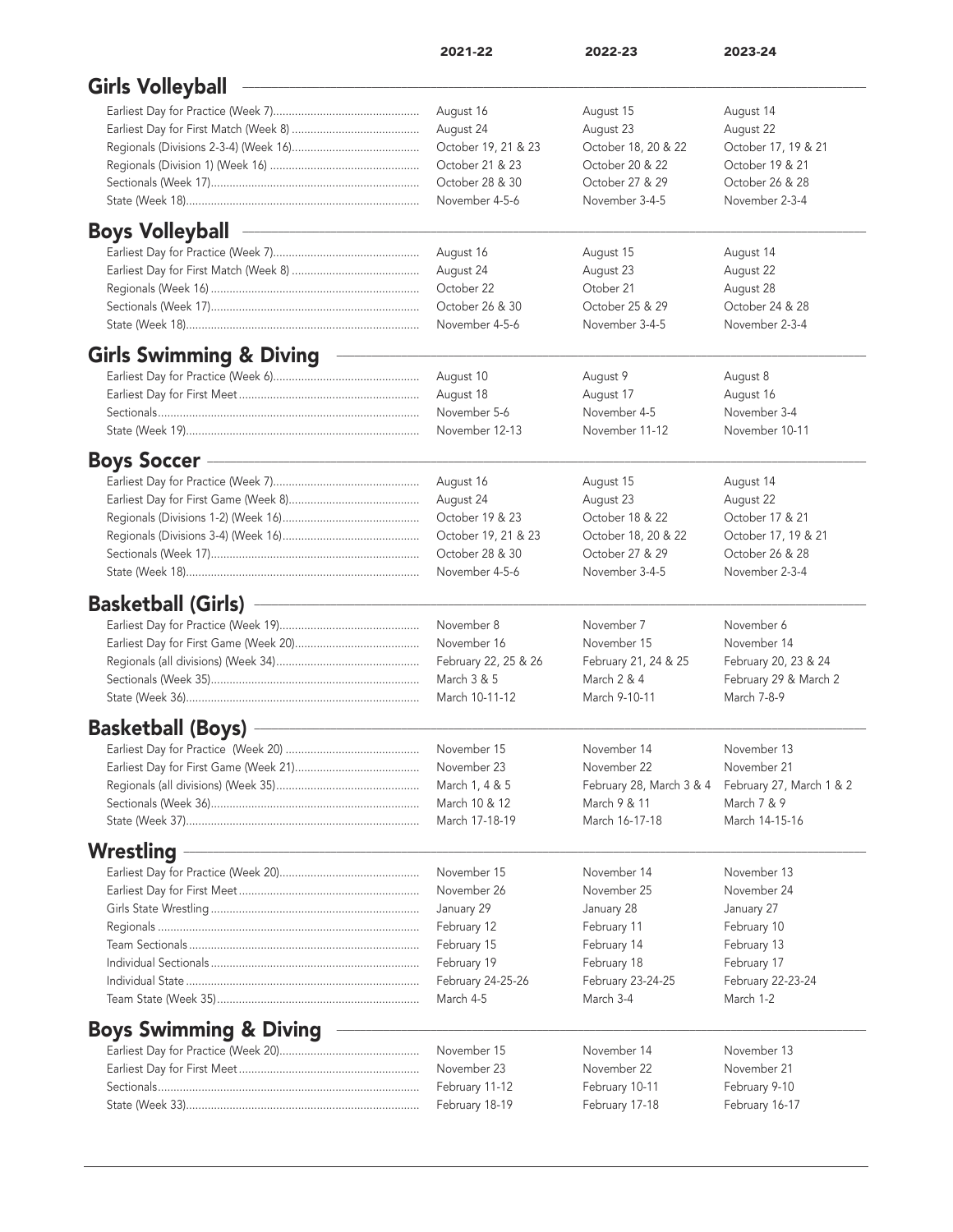| | 2021-22 | 2022-23 | 2023-24 |
|---|---|---|---|
| **Girls Volleyball** | | | |
| Earliest Day for Practice (Week 7) | August 16 | August 15 | August 14 |
| Earliest Day for First Match (Week 8) | August 24 | August 23 | August 22 |
| Regionals (Divisions 2-3-4) (Week 16) | October 19, 21 & 23 | October 18, 20 & 22 | October 17, 19 & 21 |
| Regionals (Division 1) (Week 16) | October 21 & 23 | October 20 & 22 | October 19 & 21 |
| Sectionals (Week 17) | October 28 & 30 | October 27 & 29 | October 26 & 28 |
| State (Week 18) | November 4-5-6 | November 3-4-5 | November 2-3-4 |
| **Boys Volleyball** | | | |
| Earliest Day for Practice (Week 7) | August 16 | August 15 | August 14 |
| Earliest Day for First Match (Week 8) | August 24 | August 23 | August 22 |
| Regionals (Week 16) | October 22 | Otober 21 | August 28 |
| Sectionals (Week 17) | October 26 & 30 | October 25 & 29 | October 24 & 28 |
| State (Week 18) | November 4-5-6 | November 3-4-5 | November 2-3-4 |
| **Girls Swimming & Diving** | | | |
| Earliest Day for Practice (Week 6) | August 10 | August 9 | August 8 |
| Earliest Day for First Meet | August 18 | August 17 | August 16 |
| Sectionals | November 5-6 | November 4-5 | November 3-4 |
| State (Week 19) | November 12-13 | November 11-12 | November 10-11 |
| **Boys Soccer** | | | |
| Earliest Day for Practice (Week 7) | August 16 | August 15 | August 14 |
| Earliest Day for First Game (Week 8) | August 24 | August 23 | August 22 |
| Regionals (Divisions 1-2) (Week 16) | October 19 & 23 | October 18 & 22 | October 17 & 21 |
| Regionals (Divisions 3-4) (Week 16) | October 19, 21 & 23 | October 18, 20 & 22 | October 17, 19 & 21 |
| Sectionals (Week 17) | October 28 & 30 | October 27 & 29 | October 26 & 28 |
| State (Week 18) | November 4-5-6 | November 3-4-5 | November 2-3-4 |
| **Basketball (Girls)** | | | |
| Earliest Day for Practice (Week 19) | November 8 | November 7 | November 6 |
| Earliest Day for First Game (Week 20) | November 16 | November 15 | November 14 |
| Regionals (all divisions) (Week 34) | February 22, 25 & 26 | February 21, 24 & 25 | February 20, 23 & 24 |
| Sectionals (Week 35) | March 3 & 5 | March 2 & 4 | February 29 & March 2 |
| State (Week 36) | March 10-11-12 | March 9-10-11 | March 7-8-9 |
| **Basketball (Boys)** | | | |
| Earliest Day for Practice (Week 20) | November 15 | November 14 | November 13 |
| Earliest Day for First Game (Week 21) | November 23 | November 22 | November 21 |
| Regionals (all divisions) (Week 35) | March 1, 4 & 5 | February 28, March 3 & 4 | February 27, March 1 & 2 |
| Sectionals (Week 36) | March 10 & 12 | March 9 & 11 | March 7 & 9 |
| State (Week 37) | March 17-18-19 | March 16-17-18 | March 14-15-16 |
| **Wrestling** | | | |
| Earliest Day for Practice (Week 20) | November 15 | November 14 | November 13 |
| Earliest Day for First Meet | November 26 | November 25 | November 24 |
| Girls State Wrestling | January 29 | January 28 | January 27 |
| Regionals | February 12 | February 11 | February 10 |
| Team Sectionals | February 15 | February 14 | February 13 |
| Individual Sectionals | February 19 | February 18 | February 17 |
| Individual State | February 24-25-26 | February 23-24-25 | February 22-23-24 |
| Team State (Week 35) | March 4-5 | March 3-4 | March 1-2 |
| **Boys Swimming & Diving** | | | |
| Earliest Day for Practice (Week 20) | November 15 | November 14 | November 13 |
| Earliest Day for First Meet | November 23 | November 22 | November 21 |
| Sectionals | February 11-12 | February 10-11 | February 9-10 |
| State (Week 33) | February 18-19 | February 17-18 | February 16-17 |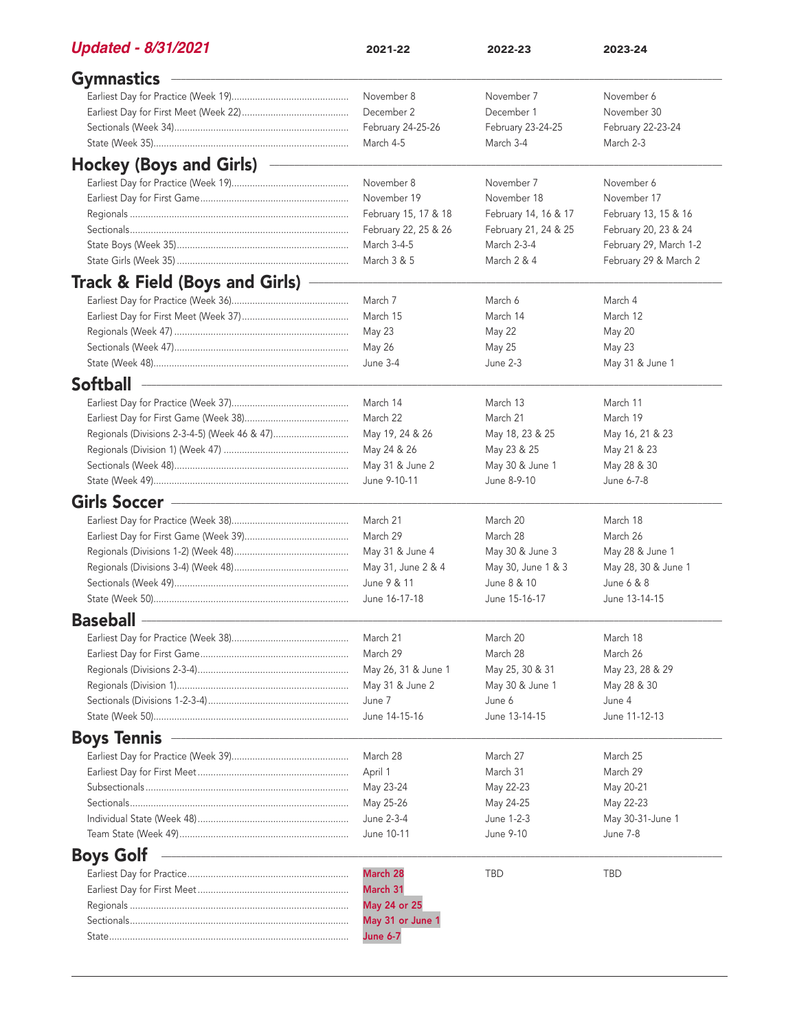*Updated - 8/31/2021*

| | 2021-22 | 2022-23 | 2023-24 |
|---|---|---|---|
| **Gymnastics** | | | |
| Earliest Day for Practice (Week 19) | November 8 | November 7 | November 6 |
| Earliest Day for First Meet (Week 22) | December 2 | December 1 | November 30 |
| Sectionals (Week 34) | February 24-25-26 | February 23-24-25 | February 22-23-24 |
| State (Week 35) | March 4-5 | March 3-4 | March 2-3 |
| **Hockey (Boys and Girls)** | | | |
| Earliest Day for Practice (Week 19) | November 8 | November 7 | November 6 |
| Earliest Day for First Game | November 19 | November 18 | November 17 |
| Regionals | February 15, 17 & 18 | February 14, 16 & 17 | February 13, 15 & 16 |
| Sectionals | February 22, 25 & 26 | February 21, 24 & 25 | February 20, 23 & 24 |
| State Boys (Week 35) | March 3-4-5 | March 2-3-4 | February 29, March 1-2 |
| State Girls (Week 35) | March 3 & 5 | March 2 & 4 | February 29 & March 2 |
| **Track & Field (Boys and Girls)** | | | |
| Earliest Day for Practice (Week 36) | March 7 | March 6 | March 4 |
| Earliest Day for First Meet (Week 37) | March 15 | March 14 | March 12 |
| Regionals (Week 47) | May 23 | May 22 | May 20 |
| Sectionals (Week 47) | May 26 | May 25 | May 23 |
| State (Week 48) | June 3-4 | June 2-3 | May 31 & June 1 |
| **Softball** | | | |
| Earliest Day for Practice (Week 37) | March 14 | March 13 | March 11 |
| Earliest Day for First Game (Week 38) | March 22 | March 21 | March 19 |
| Regionals (Divisions 2-3-4-5) (Week 46 & 47) | May 19, 24 & 26 | May 18, 23 & 25 | May 16, 21 & 23 |
| Regionals (Division 1) (Week 47) | May 24 & 26 | May 23 & 25 | May 21 & 23 |
| Sectionals (Week 48) | May 31 & June 2 | May 30 & June 1 | May 28 & 30 |
| State (Week 49) | June 9-10-11 | June 8-9-10 | June 6-7-8 |
| **Girls Soccer** | | | |
| Earliest Day for Practice (Week 38) | March 21 | March 20 | March 18 |
| Earliest Day for First Game (Week 39) | March 29 | March 28 | March 26 |
| Regionals (Divisions 1-2) (Week 48) | May 31 & June 4 | May 30 & June 3 | May 28 & June 1 |
| Regionals (Divisions 3-4) (Week 48) | May 31, June 2 & 4 | May 30, June 1 & 3 | May 28, 30 & June 1 |
| Sectionals (Week 49) | June 9 & 11 | June 8 & 10 | June 6 & 8 |
| State (Week 50) | June 16-17-18 | June 15-16-17 | June 13-14-15 |
| **Baseball** | | | |
| Earliest Day for Practice (Week 38) | March 21 | March 20 | March 18 |
| Earliest Day for First Game | March 29 | March 28 | March 26 |
| Regionals (Divisions 2-3-4) | May 26, 31 & June 1 | May 25, 30 & 31 | May 23, 28 & 29 |
| Regionals (Division 1) | May 31 & June 2 | May 30 & June 1 | May 28 & 30 |
| Sectionals (Divisions 1-2-3-4) | June 7 | June 6 | June 4 |
| State (Week 50) | June 14-15-16 | June 13-14-15 | June 11-12-13 |
| **Boys Tennis** | | | |
| Earliest Day for Practice (Week 39) | March 28 | March 27 | March 25 |
| Earliest Day for First Meet | April 1 | March 31 | March 29 |
| Subsectionals | May 23-24 | May 22-23 | May 20-21 |
| Sectionals | May 25-26 | May 24-25 | May 22-23 |
| Individual State (Week 48) | June 2-3-4 | June 1-2-3 | May 30-31-June 1 |
| Team State (Week 49) | June 10-11 | June 9-10 | June 7-8 |
| **Boys Golf** | | | |
| Earliest Day for Practice | **March 28** | TBD | TBD |
| Earliest Day for First Meet | **March 31** | | |
| Regionals | **May 24 or 25** | | |
| Sectionals | **May 31 or June 1** | | |
| State | **June 6-7** | | |